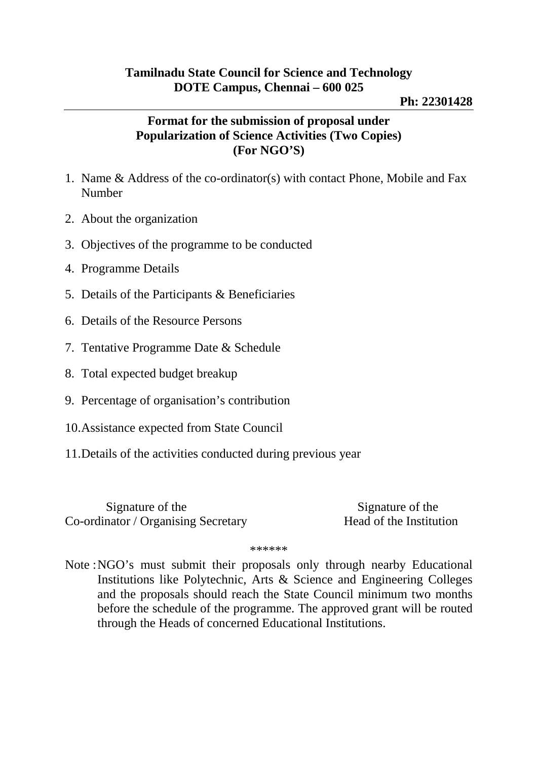**Tamilnadu State Council for Science and Technology**
**DOTE Campus, Chennai – 600 025**

**Ph: 22301428**

---

## Format for the submission of proposal under Popularization of Science Activities (Two Copies) (For NGO'S)

1. Name & Address of the co-ordinator(s) with contact Phone, Mobile and Fax Number
2. About the organization
3. Objectives of the programme to be conducted
4. Programme Details
5. Details of the Participants & Beneficiaries
6. Details of the Resource Persons
7. Tentative Programme Date & Schedule
8. Total expected budget breakup
9. Percentage of organisation's contribution
10. Assistance expected from State Council
11. Details of the activities conducted during previous year

Signature of the
Co-ordinator / Organising Secretary

Signature of the
Head of the Institution

******

Note : NGO's must submit their proposals only through nearby Educational Institutions like Polytechnic, Arts & Science and Engineering Colleges and the proposals should reach the State Council minimum two months before the schedule of the programme. The approved grant will be routed through the Heads of concerned Educational Institutions.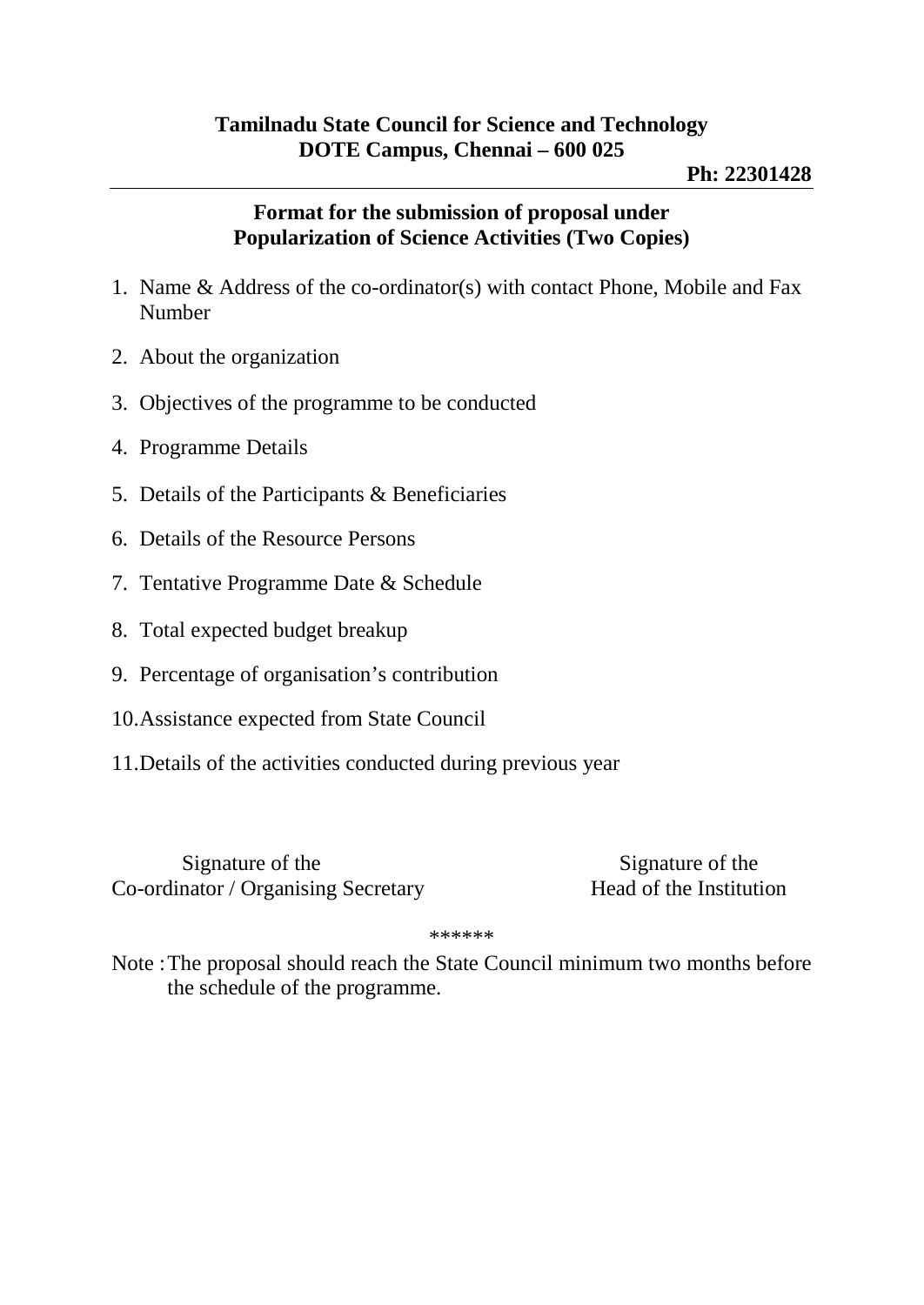**Tamilnadu State Council for Science and Technology**
**DOTE Campus, Chennai – 600 025**

**Ph: 22301428**

---

## Format for the submission of proposal under Popularization of Science Activities (Two Copies)

1. Name & Address of the co-ordinator(s) with contact Phone, Mobile and Fax Number
2. About the organization
3. Objectives of the programme to be conducted
4. Programme Details
5. Details of the Participants & Beneficiaries
6. Details of the Resource Persons
7. Tentative Programme Date & Schedule
8. Total expected budget breakup
9. Percentage of organisation's contribution
10. Assistance expected from State Council
11. Details of the activities conducted during previous year

Signature of the
Co-ordinator / Organising Secretary

Signature of the
Head of the Institution

******

Note : The proposal should reach the State Council minimum two months before the schedule of the programme.